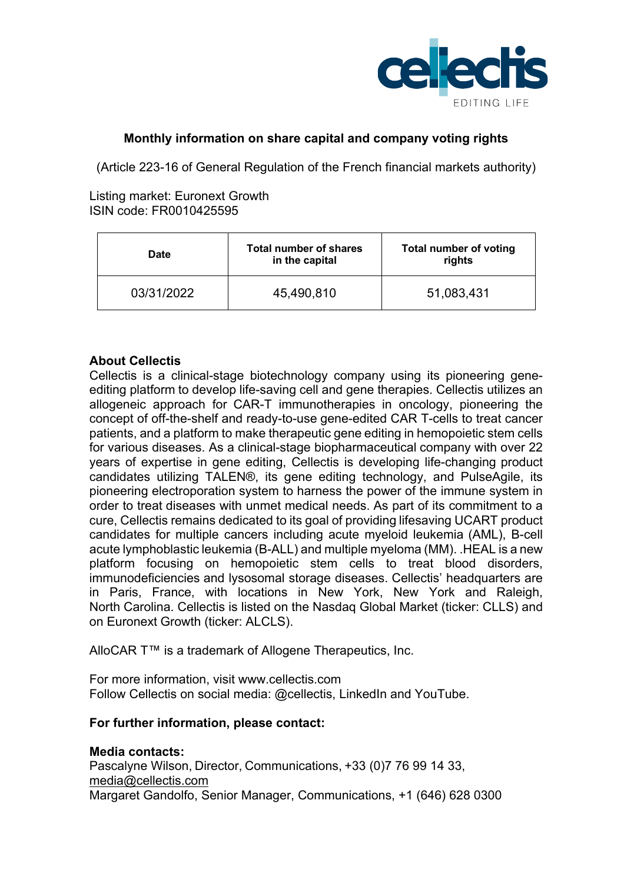## Monthly information on share capital and company voting rights

(Article 223-16 of General Regulation of the French financial markets authority)

Listing market: Euronext Growth
ISIN code: FR0010425595

| Date | Total number of shares in the capital | Total number of voting rights |
|---|---|---|
| 03/31/2022 | 45,490,810 | 51,083,431 |

**About Cellectis**

Cellectis is a clinical-stage biotechnology company using its pioneering gene-editing platform to develop life-saving cell and gene therapies. Cellectis utilizes an allogeneic approach for CAR-T immunotherapies in oncology, pioneering the concept of off-the-shelf and ready-to-use gene-edited CAR T-cells to treat cancer patients, and a platform to make therapeutic gene editing in hemopoietic stem cells for various diseases. As a clinical-stage biopharmaceutical company with over 22 years of expertise in gene editing, Cellectis is developing life-changing product candidates utilizing TALEN®, its gene editing technology, and PulseAgile, its pioneering electroporation system to harness the power of the immune system in order to treat diseases with unmet medical needs. As part of its commitment to a cure, Cellectis remains dedicated to its goal of providing lifesaving UCART product candidates for multiple cancers including acute myeloid leukemia (AML), B-cell acute lymphoblastic leukemia (B-ALL) and multiple myeloma (MM). .HEAL is a new platform focusing on hemopoietic stem cells to treat blood disorders, immunodeficiencies and lysosomal storage diseases. Cellectis' headquarters are in Paris, France, with locations in New York, New York and Raleigh, North Carolina. Cellectis is listed on the Nasdaq Global Market (ticker: CLLS) and on Euronext Growth (ticker: ALCLS).

AlloCAR T™ is a trademark of Allogene Therapeutics, Inc.

For more information, visit www.cellectis.com
Follow Cellectis on social media: @cellectis, LinkedIn and YouTube.

**For further information, please contact:**

**Media contacts:**
Pascalyne Wilson, Director, Communications, +33 (0)7 76 99 14 33, media@cellectis.com
Margaret Gandolfo, Senior Manager, Communications, +1 (646) 628 0300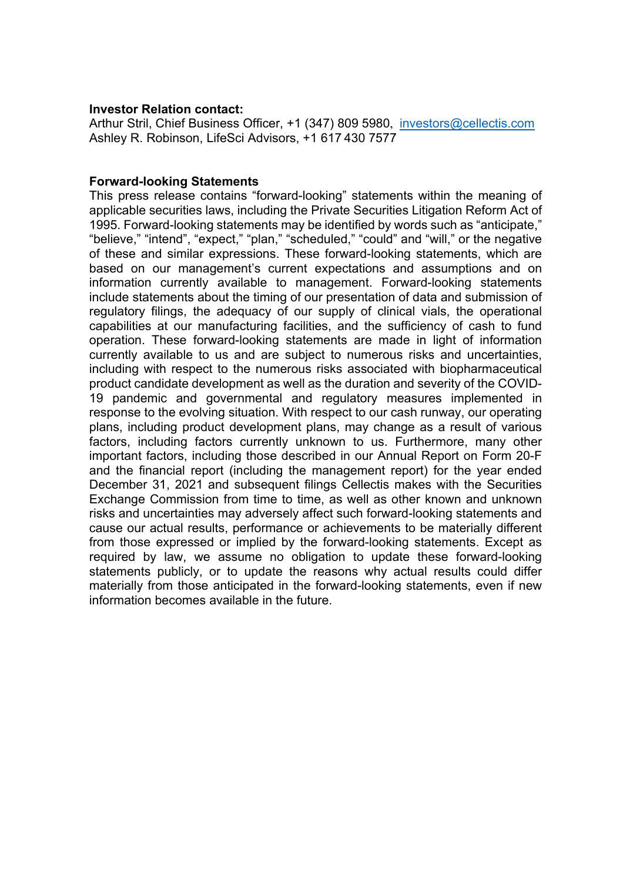**Investor Relation contact:**
Arthur Stril, Chief Business Officer, +1 (347) 809 5980, investors@cellectis.com
Ashley R. Robinson, LifeSci Advisors, +1 617 430 7577

**Forward-looking Statements**
This press release contains "forward-looking" statements within the meaning of applicable securities laws, including the Private Securities Litigation Reform Act of 1995. Forward-looking statements may be identified by words such as "anticipate," "believe," "intend", "expect," "plan," "scheduled," "could" and "will," or the negative of these and similar expressions. These forward-looking statements, which are based on our management's current expectations and assumptions and on information currently available to management. Forward-looking statements include statements about the timing of our presentation of data and submission of regulatory filings, the adequacy of our supply of clinical vials, the operational capabilities at our manufacturing facilities, and the sufficiency of cash to fund operation. These forward-looking statements are made in light of information currently available to us and are subject to numerous risks and uncertainties, including with respect to the numerous risks associated with biopharmaceutical product candidate development as well as the duration and severity of the COVID-19 pandemic and governmental and regulatory measures implemented in response to the evolving situation. With respect to our cash runway, our operating plans, including product development plans, may change as a result of various factors, including factors currently unknown to us. Furthermore, many other important factors, including those described in our Annual Report on Form 20-F and the financial report (including the management report) for the year ended December 31, 2021 and subsequent filings Cellectis makes with the Securities Exchange Commission from time to time, as well as other known and unknown risks and uncertainties may adversely affect such forward-looking statements and cause our actual results, performance or achievements to be materially different from those expressed or implied by the forward-looking statements. Except as required by law, we assume no obligation to update these forward-looking statements publicly, or to update the reasons why actual results could differ materially from those anticipated in the forward-looking statements, even if new information becomes available in the future.